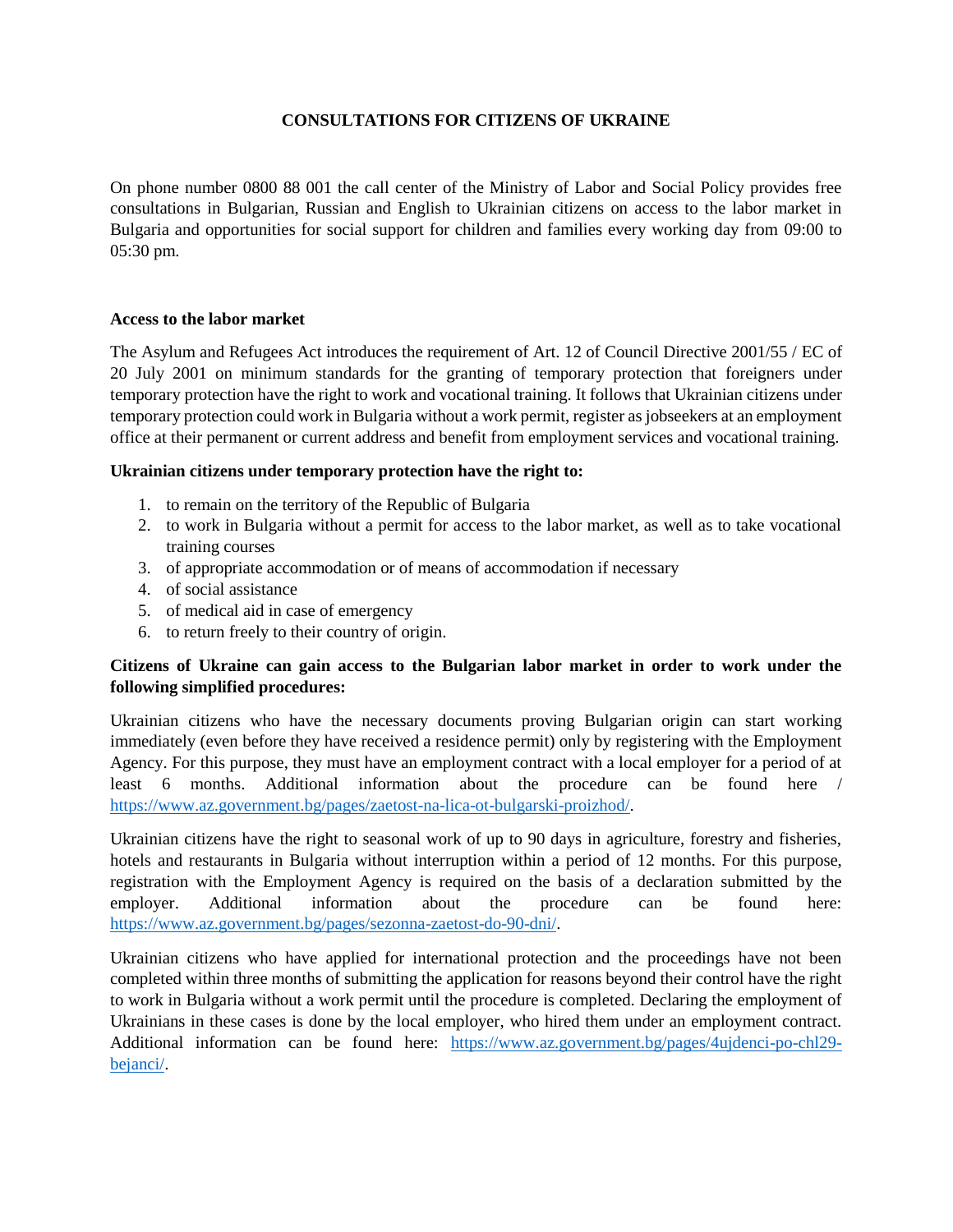# CONSULTATIONS FOR CITIZENS OF UKRAINE

On phone number 0800 88 001 the call center of the Ministry of Labor and Social Policy provides free consultations in Bulgarian, Russian and English to Ukrainian citizens on access to the labor market in Bulgaria and opportunities for social support for children and families every working day from 09:00 to 05:30 pm.

## Access to the labor market

The Asylum and Refugees Act introduces the requirement of Art. 12 of Council Directive 2001/55 / EC of 20 July 2001 on minimum standards for the granting of temporary protection that foreigners under temporary protection have the right to work and vocational training. It follows that Ukrainian citizens under temporary protection could work in Bulgaria without a work permit, register as jobseekers at an employment office at their permanent or current address and benefit from employment services and vocational training.

**Ukrainian citizens under temporary protection have the right to:**

1. to remain on the territory of the Republic of Bulgaria
2. to work in Bulgaria without a permit for access to the labor market, as well as to take vocational training courses
3. of appropriate accommodation or of means of accommodation if necessary
4. of social assistance
5. of medical aid in case of emergency
6. to return freely to their country of origin.

**Citizens of Ukraine can gain access to the Bulgarian labor market in order to work under the following simplified procedures:**

Ukrainian citizens who have the necessary documents proving Bulgarian origin can start working immediately (even before they have received a residence permit) only by registering with the Employment Agency. For this purpose, they must have an employment contract with a local employer for a period of at least 6 months. Additional information about the procedure can be found here / https://www.az.government.bg/pages/zaetost-na-lica-ot-bulgarski-proizhod/.

Ukrainian citizens have the right to seasonal work of up to 90 days in agriculture, forestry and fisheries, hotels and restaurants in Bulgaria without interruption within a period of 12 months. For this purpose, registration with the Employment Agency is required on the basis of a declaration submitted by the employer. Additional information about the procedure can be found here: https://www.az.government.bg/pages/sezonna-zaetost-do-90-dni/.

Ukrainian citizens who have applied for international protection and the proceedings have not been completed within three months of submitting the application for reasons beyond their control have the right to work in Bulgaria without a work permit until the procedure is completed. Declaring the employment of Ukrainians in these cases is done by the local employer, who hired them under an employment contract. Additional information can be found here: https://www.az.government.bg/pages/4ujdenci-po-chl29-bejanci/.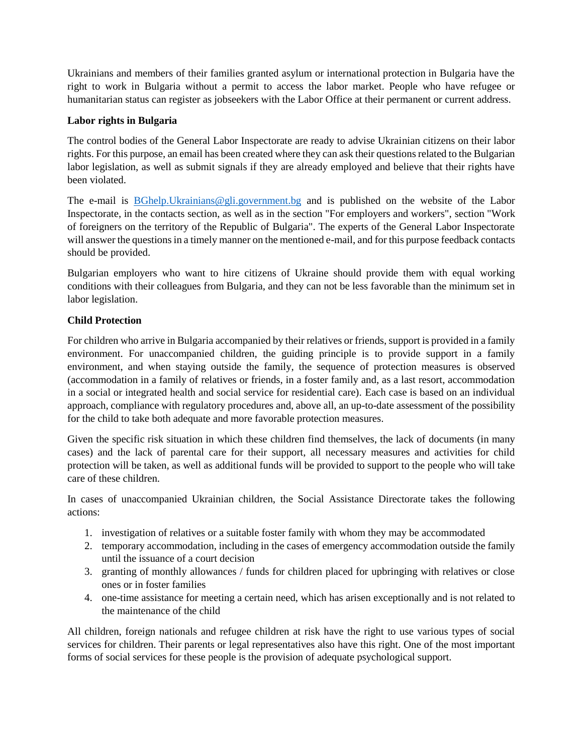Ukrainians and members of their families granted asylum or international protection in Bulgaria have the right to work in Bulgaria without a permit to access the labor market. People who have refugee or humanitarian status can register as jobseekers with the Labor Office at their permanent or current address.

**Labor rights in Bulgaria**

The control bodies of the General Labor Inspectorate are ready to advise Ukrainian citizens on their labor rights. For this purpose, an email has been created where they can ask their questions related to the Bulgarian labor legislation, as well as submit signals if they are already employed and believe that their rights have been violated.

The e-mail is BGhelp.Ukrainians@gli.government.bg and is published on the website of the Labor Inspectorate, in the contacts section, as well as in the section "For employers and workers", section "Work of foreigners on the territory of the Republic of Bulgaria". The experts of the General Labor Inspectorate will answer the questions in a timely manner on the mentioned e-mail, and for this purpose feedback contacts should be provided.

Bulgarian employers who want to hire citizens of Ukraine should provide them with equal working conditions with their colleagues from Bulgaria, and they can not be less favorable than the minimum set in labor legislation.

**Child Protection**

For children who arrive in Bulgaria accompanied by their relatives or friends, support is provided in a family environment. For unaccompanied children, the guiding principle is to provide support in a family environment, and when staying outside the family, the sequence of protection measures is observed (accommodation in a family of relatives or friends, in a foster family and, as a last resort, accommodation in a social or integrated health and social service for residential care). Each case is based on an individual approach, compliance with regulatory procedures and, above all, an up-to-date assessment of the possibility for the child to take both adequate and more favorable protection measures.

Given the specific risk situation in which these children find themselves, the lack of documents (in many cases) and the lack of parental care for their support, all necessary measures and activities for child protection will be taken, as well as additional funds will be provided to support to the people who will take care of these children.

In cases of unaccompanied Ukrainian children, the Social Assistance Directorate takes the following actions:

1. investigation of relatives or a suitable foster family with whom they may be accommodated
2. temporary accommodation, including in the cases of emergency accommodation outside the family until the issuance of a court decision
3. granting of monthly allowances / funds for children placed for upbringing with relatives or close ones or in foster families
4. one-time assistance for meeting a certain need, which has arisen exceptionally and is not related to the maintenance of the child

All children, foreign nationals and refugee children at risk have the right to use various types of social services for children. Their parents or legal representatives also have this right. One of the most important forms of social services for these people is the provision of adequate psychological support.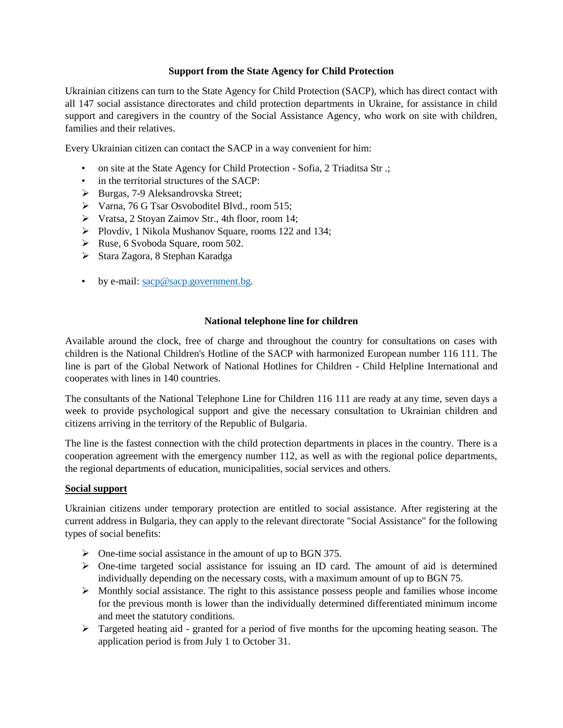### Support from the State Agency for Child Protection

Ukrainian citizens can turn to the State Agency for Child Protection (SACP), which has direct contact with all 147 social assistance directorates and child protection departments in Ukraine, for assistance in child support and caregivers in the country of the Social Assistance Agency, who work on site with children, families and their relatives.

Every Ukrainian citizen can contact the SACP in a way convenient for him:

- on site at the State Agency for Child Protection - Sofia, 2 Triaditsa Str .;
- in the territorial structures of the SACP:
  - Burgas, 7-9 Aleksandrovska Street;
  - Varna, 76 G Tsar Osvoboditel Blvd., room 515;
  - Vratsa, 2 Stoyan Zaimov Str., 4th floor, room 14;
  - Plovdiv, 1 Nikola Mushanov Square, rooms 122 and 134;
  - Ruse, 6 Svoboda Square, room 502.
  - Stara Zagora, 8 Stephan Karadga
- by e-mail: sacp@sacp.government.bg.

### National telephone line for children

Available around the clock, free of charge and throughout the country for consultations on cases with children is the National Children's Hotline of the SACP with harmonized European number 116 111. The line is part of the Global Network of National Hotlines for Children - Child Helpline International and cooperates with lines in 140 countries.

The consultants of the National Telephone Line for Children 116 111 are ready at any time, seven days a week to provide psychological support and give the necessary consultation to Ukrainian children and citizens arriving in the territory of the Republic of Bulgaria.

The line is the fastest connection with the child protection departments in places in the country. There is a cooperation agreement with the emergency number 112, as well as with the regional police departments, the regional departments of education, municipalities, social services and others.

**Social support**

Ukrainian citizens under temporary protection are entitled to social assistance. After registering at the current address in Bulgaria, they can apply to the relevant directorate "Social Assistance" for the following types of social benefits:

- One-time social assistance in the amount of up to BGN 375.
- One-time targeted social assistance for issuing an ID card. The amount of aid is determined individually depending on the necessary costs, with a maximum amount of up to BGN 75.
- Monthly social assistance. The right to this assistance possess people and families whose income for the previous month is lower than the individually determined differentiated minimum income and meet the statutory conditions.
- Targeted heating aid - granted for a period of five months for the upcoming heating season. The application period is from July 1 to October 31.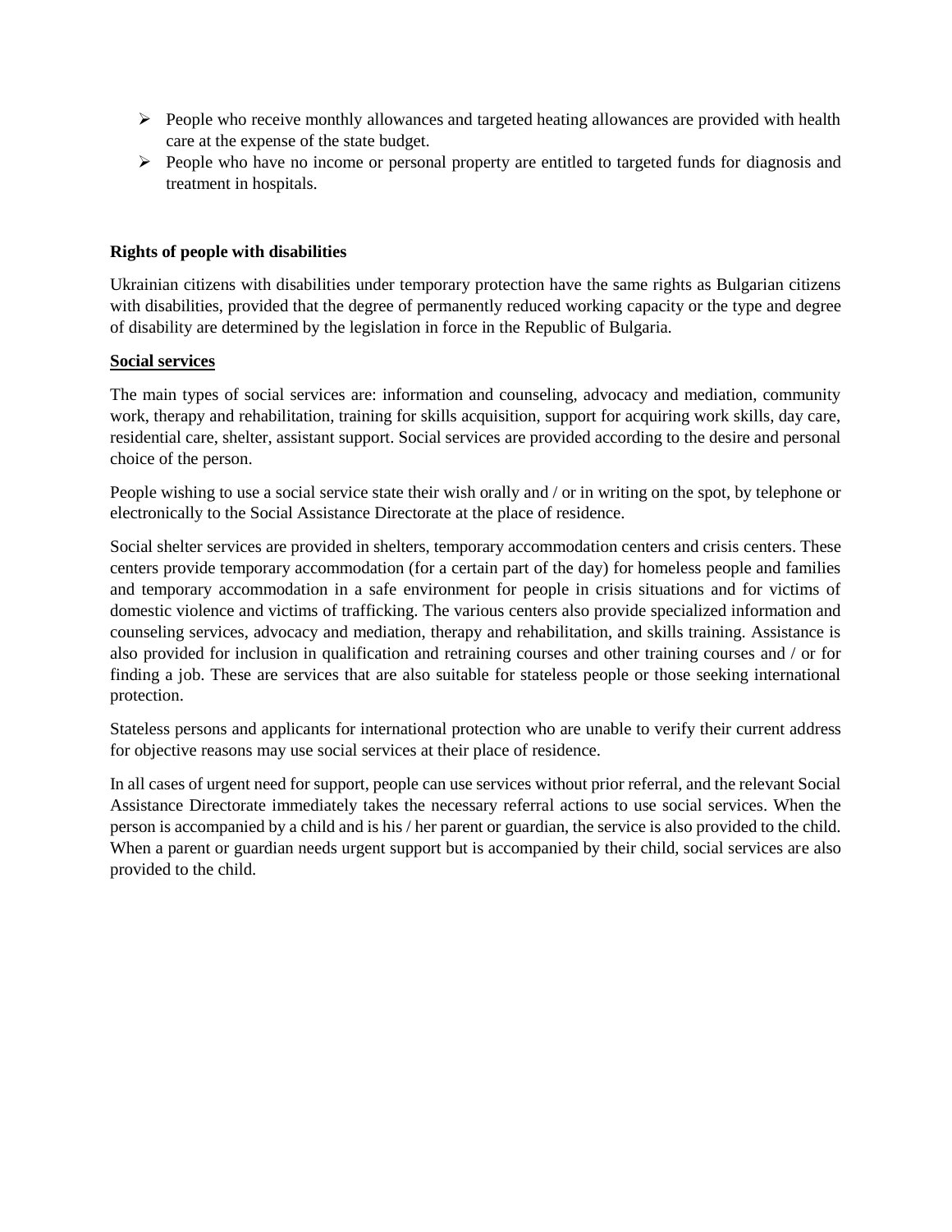- People who receive monthly allowances and targeted heating allowances are provided with health care at the expense of the state budget.
- People who have no income or personal property are entitled to targeted funds for diagnosis and treatment in hospitals.

**Rights of people with disabilities**

Ukrainian citizens with disabilities under temporary protection have the same rights as Bulgarian citizens with disabilities, provided that the degree of permanently reduced working capacity or the type and degree of disability are determined by the legislation in force in the Republic of Bulgaria.

**Social services**

The main types of social services are: information and counseling, advocacy and mediation, community work, therapy and rehabilitation, training for skills acquisition, support for acquiring work skills, day care, residential care, shelter, assistant support. Social services are provided according to the desire and personal choice of the person.

People wishing to use a social service state their wish orally and / or in writing on the spot, by telephone or electronically to the Social Assistance Directorate at the place of residence.

Social shelter services are provided in shelters, temporary accommodation centers and crisis centers. These centers provide temporary accommodation (for a certain part of the day) for homeless people and families and temporary accommodation in a safe environment for people in crisis situations and for victims of domestic violence and victims of trafficking. The various centers also provide specialized information and counseling services, advocacy and mediation, therapy and rehabilitation, and skills training. Assistance is also provided for inclusion in qualification and retraining courses and other training courses and / or for finding a job. These are services that are also suitable for stateless people or those seeking international protection.

Stateless persons and applicants for international protection who are unable to verify their current address for objective reasons may use social services at their place of residence.

In all cases of urgent need for support, people can use services without prior referral, and the relevant Social Assistance Directorate immediately takes the necessary referral actions to use social services. When the person is accompanied by a child and is his / her parent or guardian, the service is also provided to the child. When a parent or guardian needs urgent support but is accompanied by their child, social services are also provided to the child.